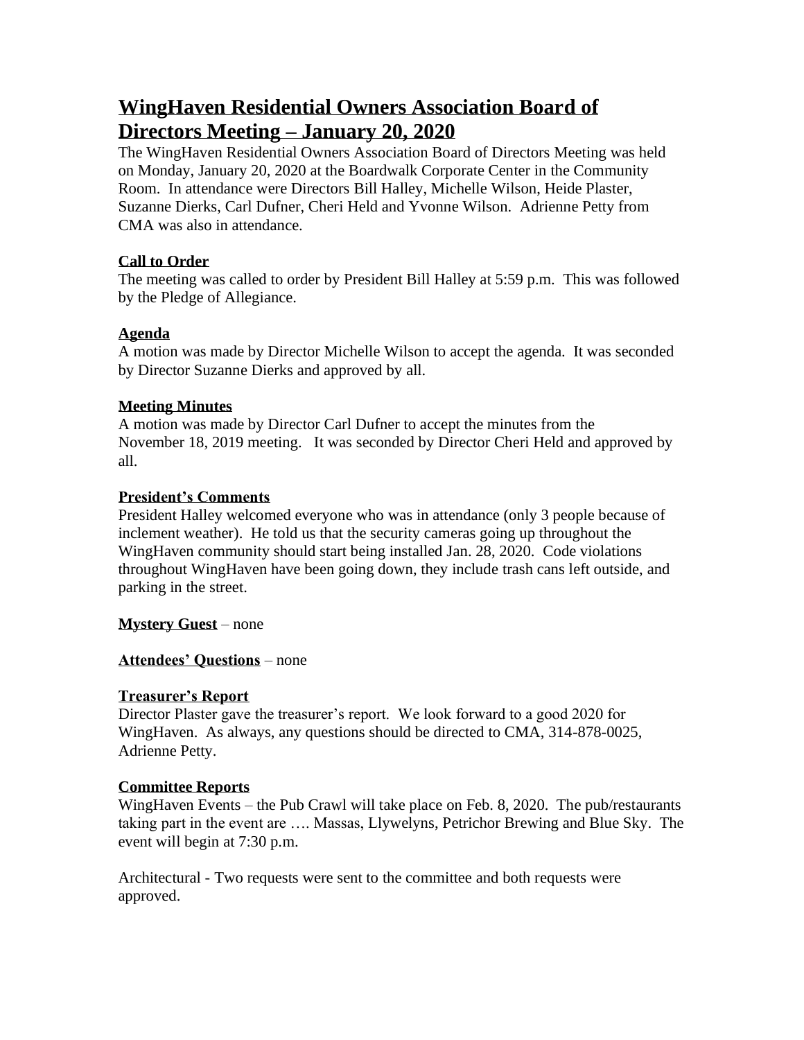# WingHaven Residential Owners Association Board of Directors Meeting – January 20, 2020

The WingHaven Residential Owners Association Board of Directors Meeting was held on Monday, January 20, 2020 at the Boardwalk Corporate Center in the Community Room. In attendance were Directors Bill Halley, Michelle Wilson, Heide Plaster, Suzanne Dierks, Carl Dufner, Cheri Held and Yvonne Wilson. Adrienne Petty from CMA was also in attendance.

**Call to Order**

The meeting was called to order by President Bill Halley at 5:59 p.m. This was followed by the Pledge of Allegiance.

**Agenda**

A motion was made by Director Michelle Wilson to accept the agenda. It was seconded by Director Suzanne Dierks and approved by all.

**Meeting Minutes**

A motion was made by Director Carl Dufner to accept the minutes from the November 18, 2019 meeting. It was seconded by Director Cheri Held and approved by all.

**President's Comments**

President Halley welcomed everyone who was in attendance (only 3 people because of inclement weather). He told us that the security cameras going up throughout the WingHaven community should start being installed Jan. 28, 2020. Code violations throughout WingHaven have been going down, they include trash cans left outside, and parking in the street.

**Mystery Guest** – none

**Attendees' Questions** – none

**Treasurer's Report**

Director Plaster gave the treasurer's report. We look forward to a good 2020 for WingHaven. As always, any questions should be directed to CMA, 314-878-0025, Adrienne Petty.

**Committee Reports**

WingHaven Events – the Pub Crawl will take place on Feb. 8, 2020. The pub/restaurants taking part in the event are …. Massas, Llywelyns, Petrichor Brewing and Blue Sky. The event will begin at 7:30 p.m.

Architectural - Two requests were sent to the committee and both requests were approved.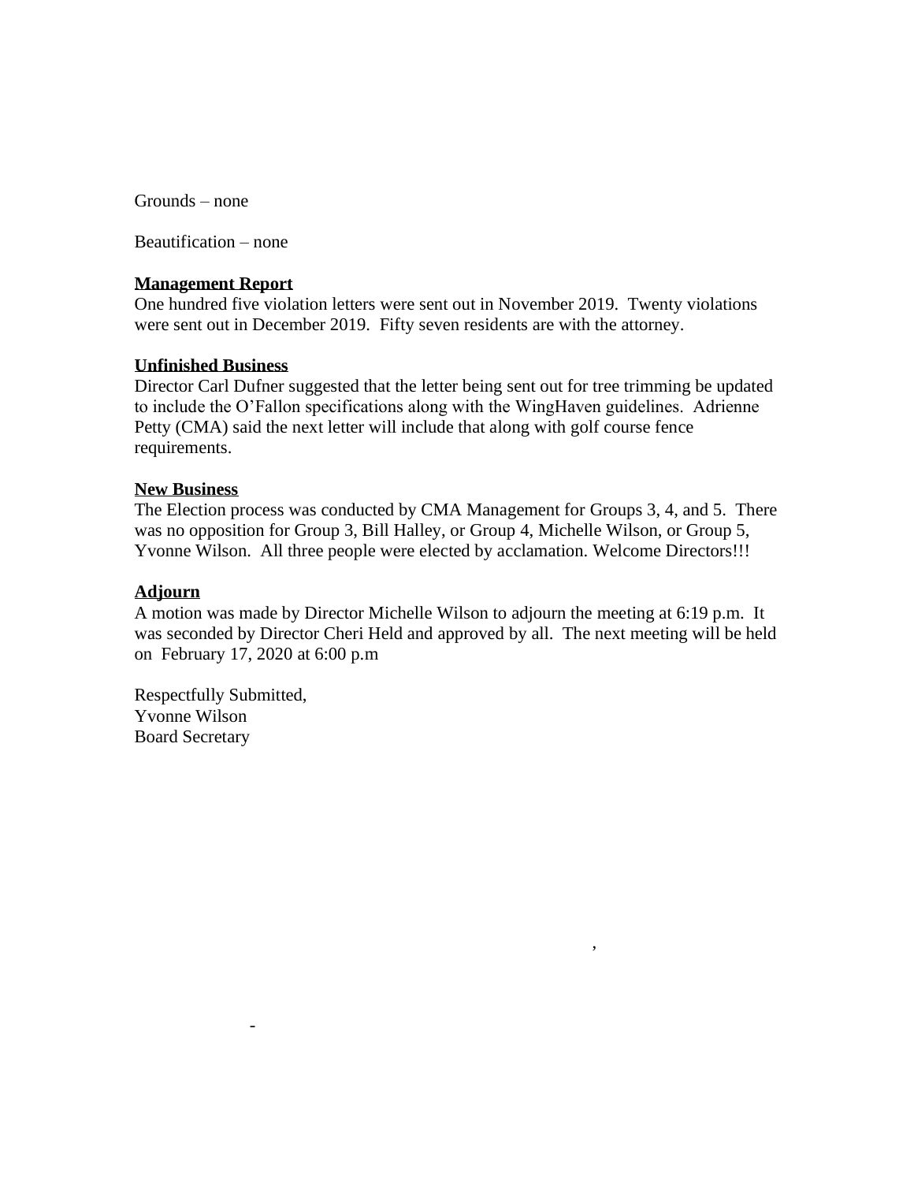Grounds – none

Beautification – none

**Management Report**
One hundred five violation letters were sent out in November 2019. Twenty violations were sent out in December 2019. Fifty seven residents are with the attorney.

**Unfinished Business**
Director Carl Dufner suggested that the letter being sent out for tree trimming be updated to include the O'Fallon specifications along with the WingHaven guidelines. Adrienne Petty (CMA) said the next letter will include that along with golf course fence requirements.

**New Business**
The Election process was conducted by CMA Management for Groups 3, 4, and 5. There was no opposition for Group 3, Bill Halley, or Group 4, Michelle Wilson, or Group 5, Yvonne Wilson. All three people were elected by acclamation. Welcome Directors!!!

**Adjourn**
A motion was made by Director Michelle Wilson to adjourn the meeting at 6:19 p.m. It was seconded by Director Cheri Held and approved by all. The next meeting will be held on February 17, 2020 at 6:00 p.m

Respectfully Submitted,
Yvonne Wilson
Board Secretary